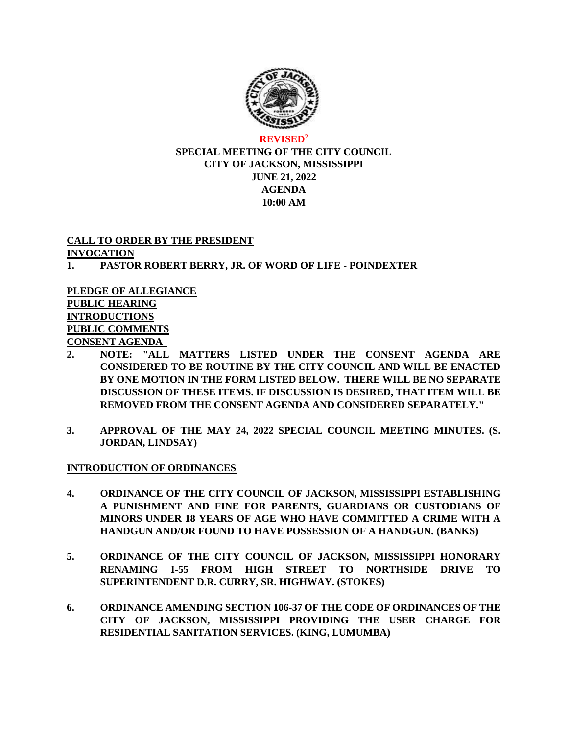**REVISED[2]**

# SPECIAL MEETING OF THE CITY COUNCIL
# CITY OF JACKSON, MISSISSIPPI
# JUNE 21, 2022
# AGENDA
# 10:00 AM

**CALL TO ORDER BY THE PRESIDENT**

**INVOCATION**

1. **PASTOR ROBERT BERRY, JR. OF WORD OF LIFE - POINDEXTER**

**PLEDGE OF ALLEGIANCE**

**PUBLIC HEARING**

**INTRODUCTIONS**

**PUBLIC COMMENTS**

**CONSENT AGENDA**

2. **NOTE: "ALL MATTERS LISTED UNDER THE CONSENT AGENDA ARE CONSIDERED TO BE ROUTINE BY THE CITY COUNCIL AND WILL BE ENACTED BY ONE MOTION IN THE FORM LISTED BELOW. THERE WILL BE NO SEPARATE DISCUSSION OF THESE ITEMS. IF DISCUSSION IS DESIRED, THAT ITEM WILL BE REMOVED FROM THE CONSENT AGENDA AND CONSIDERED SEPARATELY."**

3. **APPROVAL OF THE MAY 24, 2022 SPECIAL COUNCIL MEETING MINUTES. (S. JORDAN, LINDSAY)**

**INTRODUCTION OF ORDINANCES**

4. **ORDINANCE OF THE CITY COUNCIL OF JACKSON, MISSISSIPPI ESTABLISHING A PUNISHMENT AND FINE FOR PARENTS, GUARDIANS OR CUSTODIANS OF MINORS UNDER 18 YEARS OF AGE WHO HAVE COMMITTED A CRIME WITH A HANDGUN AND/OR FOUND TO HAVE POSSESSION OF A HANDGUN. (BANKS)**

5. **ORDINANCE OF THE CITY COUNCIL OF JACKSON, MISSISSIPPI HONORARY RENAMING I-55 FROM HIGH STREET TO NORTHSIDE DRIVE TO SUPERINTENDENT D.R. CURRY, SR. HIGHWAY. (STOKES)**

6. **ORDINANCE AMENDING SECTION 106-37 OF THE CODE OF ORDINANCES OF THE CITY OF JACKSON, MISSISSIPPI PROVIDING THE USER CHARGE FOR RESIDENTIAL SANITATION SERVICES. (KING, LUMUMBA)**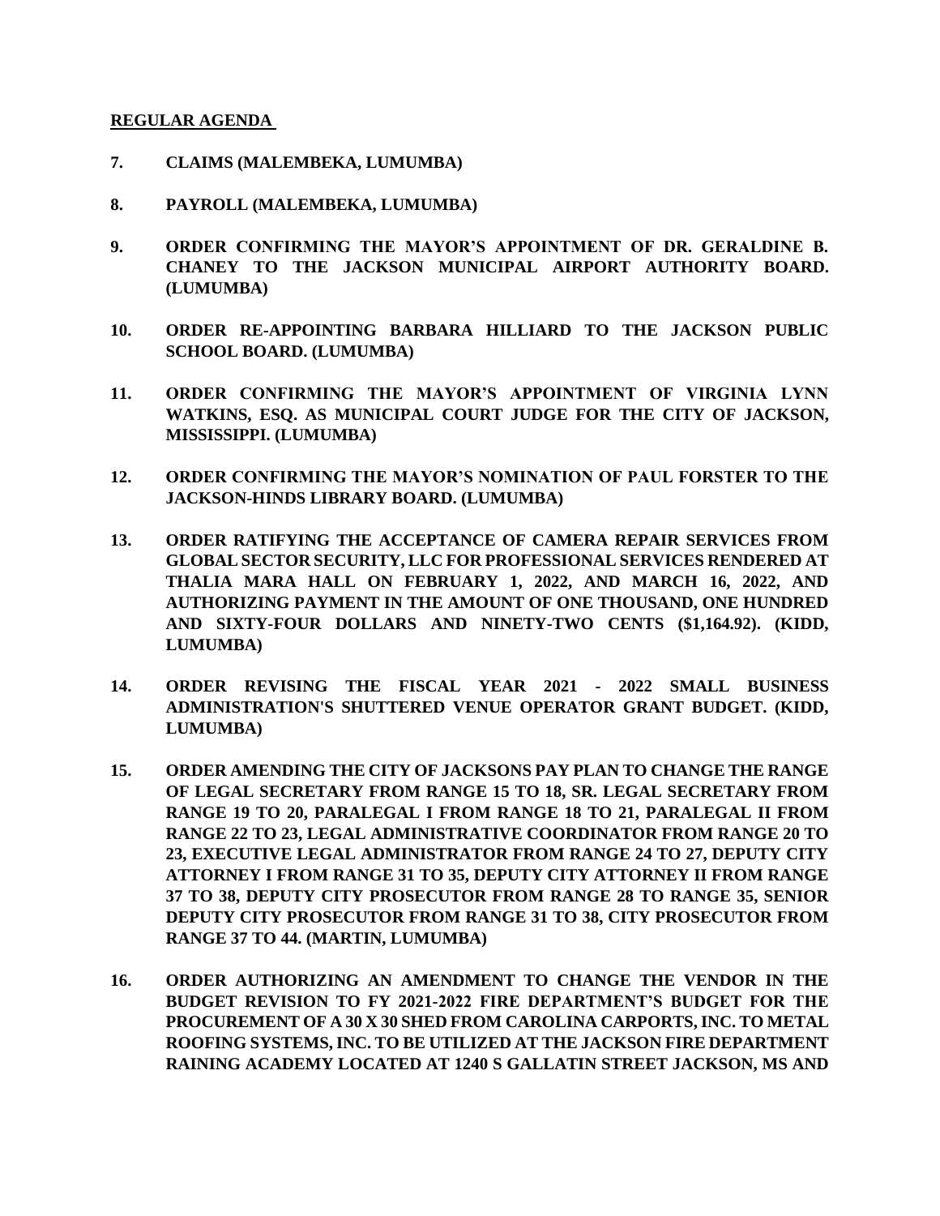**REGULAR AGENDA**

7. **CLAIMS (MALEMBEKA, LUMUMBA)**

8. **PAYROLL (MALEMBEKA, LUMUMBA)**

9. **ORDER CONFIRMING THE MAYOR'S APPOINTMENT OF DR. GERALDINE B. CHANEY TO THE JACKSON MUNICIPAL AIRPORT AUTHORITY BOARD. (LUMUMBA)**

10. **ORDER RE-APPOINTING BARBARA HILLIARD TO THE JACKSON PUBLIC SCHOOL BOARD. (LUMUMBA)**

11. **ORDER CONFIRMING THE MAYOR'S APPOINTMENT OF VIRGINIA LYNN WATKINS, ESQ. AS MUNICIPAL COURT JUDGE FOR THE CITY OF JACKSON, MISSISSIPPI. (LUMUMBA)**

12. **ORDER CONFIRMING THE MAYOR'S NOMINATION OF PAUL FORSTER TO THE JACKSON-HINDS LIBRARY BOARD. (LUMUMBA)**

13. **ORDER RATIFYING THE ACCEPTANCE OF CAMERA REPAIR SERVICES FROM GLOBAL SECTOR SECURITY, LLC FOR PROFESSIONAL SERVICES RENDERED AT THALIA MARA HALL ON FEBRUARY 1, 2022, AND MARCH 16, 2022, AND AUTHORIZING PAYMENT IN THE AMOUNT OF ONE THOUSAND, ONE HUNDRED AND SIXTY-FOUR DOLLARS AND NINETY-TWO CENTS ($1,164.92). (KIDD, LUMUMBA)**

14. **ORDER REVISING THE FISCAL YEAR 2021 - 2022 SMALL BUSINESS ADMINISTRATION'S SHUTTERED VENUE OPERATOR GRANT BUDGET. (KIDD, LUMUMBA)**

15. **ORDER AMENDING THE CITY OF JACKSONS PAY PLAN TO CHANGE THE RANGE OF LEGAL SECRETARY FROM RANGE 15 TO 18, SR. LEGAL SECRETARY FROM RANGE 19 TO 20, PARALEGAL I FROM RANGE 18 TO 21, PARALEGAL II FROM RANGE 22 TO 23, LEGAL ADMINISTRATIVE COORDINATOR FROM RANGE 20 TO 23, EXECUTIVE LEGAL ADMINISTRATOR FROM RANGE 24 TO 27, DEPUTY CITY ATTORNEY I FROM RANGE 31 TO 35, DEPUTY CITY ATTORNEY II FROM RANGE 37 TO 38, DEPUTY CITY PROSECUTOR FROM RANGE 28 TO RANGE 35, SENIOR DEPUTY CITY PROSECUTOR FROM RANGE 31 TO 38, CITY PROSECUTOR FROM RANGE 37 TO 44. (MARTIN, LUMUMBA)**

16. **ORDER AUTHORIZING AN AMENDMENT TO CHANGE THE VENDOR IN THE BUDGET REVISION TO FY 2021-2022 FIRE DEPARTMENT'S BUDGET FOR THE PROCUREMENT OF A 30 X 30 SHED FROM CAROLINA CARPORTS, INC. TO METAL ROOFING SYSTEMS, INC. TO BE UTILIZED AT THE JACKSON FIRE DEPARTMENT RAINING ACADEMY LOCATED AT 1240 S GALLATIN STREET JACKSON, MS AND**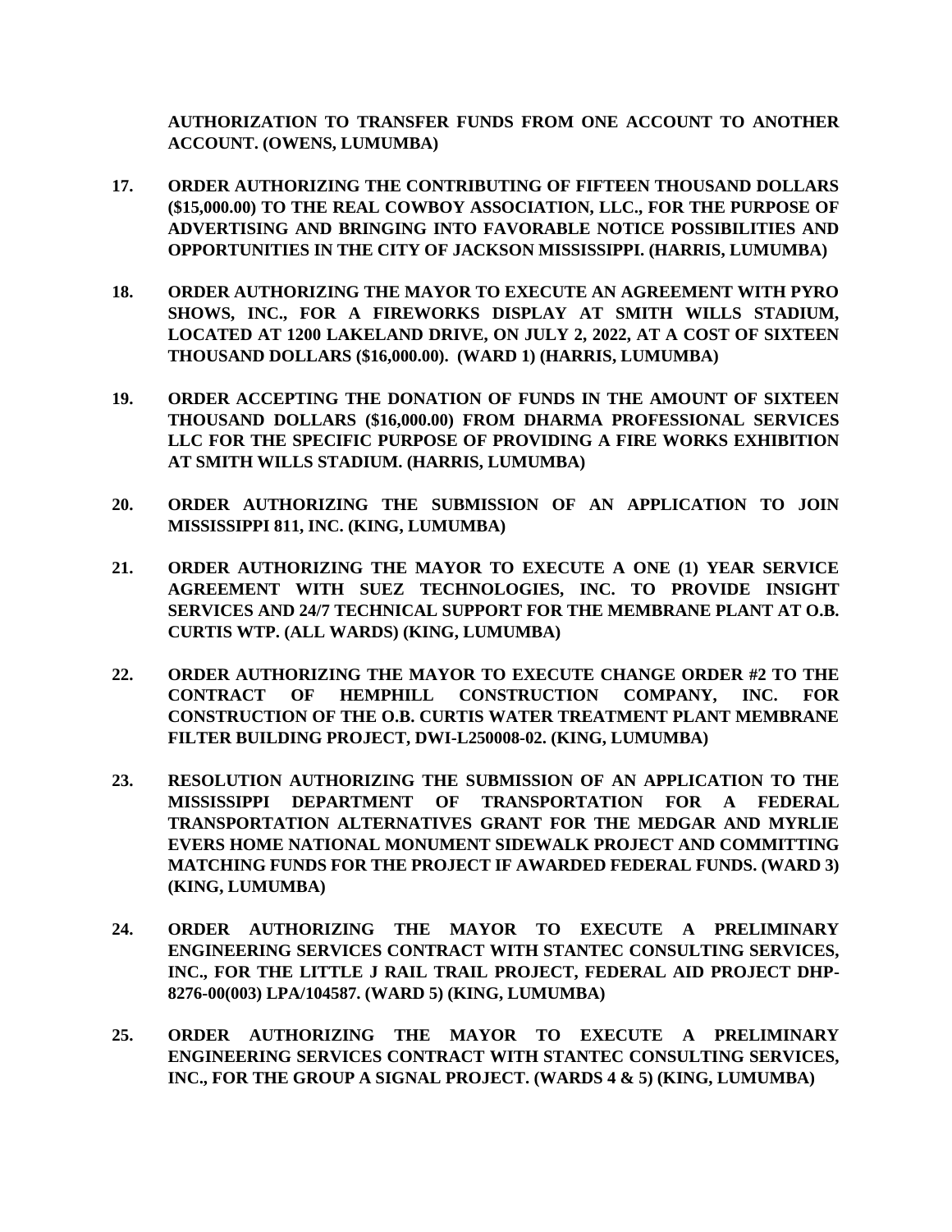**AUTHORIZATION TO TRANSFER FUNDS FROM ONE ACCOUNT TO ANOTHER ACCOUNT. (OWENS, LUMUMBA)**

17. **ORDER AUTHORIZING THE CONTRIBUTING OF FIFTEEN THOUSAND DOLLARS ($15,000.00) TO THE REAL COWBOY ASSOCIATION, LLC., FOR THE PURPOSE OF ADVERTISING AND BRINGING INTO FAVORABLE NOTICE POSSIBILITIES AND OPPORTUNITIES IN THE CITY OF JACKSON MISSISSIPPI. (HARRIS, LUMUMBA)**

18. **ORDER AUTHORIZING THE MAYOR TO EXECUTE AN AGREEMENT WITH PYRO SHOWS, INC., FOR A FIREWORKS DISPLAY AT SMITH WILLS STADIUM, LOCATED AT 1200 LAKELAND DRIVE, ON JULY 2, 2022, AT A COST OF SIXTEEN THOUSAND DOLLARS ($16,000.00). (WARD 1) (HARRIS, LUMUMBA)**

19. **ORDER ACCEPTING THE DONATION OF FUNDS IN THE AMOUNT OF SIXTEEN THOUSAND DOLLARS ($16,000.00) FROM DHARMA PROFESSIONAL SERVICES LLC FOR THE SPECIFIC PURPOSE OF PROVIDING A FIRE WORKS EXHIBITION AT SMITH WILLS STADIUM. (HARRIS, LUMUMBA)**

20. **ORDER AUTHORIZING THE SUBMISSION OF AN APPLICATION TO JOIN MISSISSIPPI 811, INC. (KING, LUMUMBA)**

21. **ORDER AUTHORIZING THE MAYOR TO EXECUTE A ONE (1) YEAR SERVICE AGREEMENT WITH SUEZ TECHNOLOGIES, INC. TO PROVIDE INSIGHT SERVICES AND 24/7 TECHNICAL SUPPORT FOR THE MEMBRANE PLANT AT O.B. CURTIS WTP. (ALL WARDS) (KING, LUMUMBA)**

22. **ORDER AUTHORIZING THE MAYOR TO EXECUTE CHANGE ORDER #2 TO THE CONTRACT OF HEMPHILL CONSTRUCTION COMPANY, INC. FOR CONSTRUCTION OF THE O.B. CURTIS WATER TREATMENT PLANT MEMBRANE FILTER BUILDING PROJECT, DWI-L250008-02. (KING, LUMUMBA)**

23. **RESOLUTION AUTHORIZING THE SUBMISSION OF AN APPLICATION TO THE MISSISSIPPI DEPARTMENT OF TRANSPORTATION FOR A FEDERAL TRANSPORTATION ALTERNATIVES GRANT FOR THE MEDGAR AND MYRLIE EVERS HOME NATIONAL MONUMENT SIDEWALK PROJECT AND COMMITTING MATCHING FUNDS FOR THE PROJECT IF AWARDED FEDERAL FUNDS. (WARD 3) (KING, LUMUMBA)**

24. **ORDER AUTHORIZING THE MAYOR TO EXECUTE A PRELIMINARY ENGINEERING SERVICES CONTRACT WITH STANTEC CONSULTING SERVICES, INC., FOR THE LITTLE J RAIL TRAIL PROJECT, FEDERAL AID PROJECT DHP-8276-00(003) LPA/104587. (WARD 5) (KING, LUMUMBA)**

25. **ORDER AUTHORIZING THE MAYOR TO EXECUTE A PRELIMINARY ENGINEERING SERVICES CONTRACT WITH STANTEC CONSULTING SERVICES, INC., FOR THE GROUP A SIGNAL PROJECT. (WARDS 4 & 5) (KING, LUMUMBA)**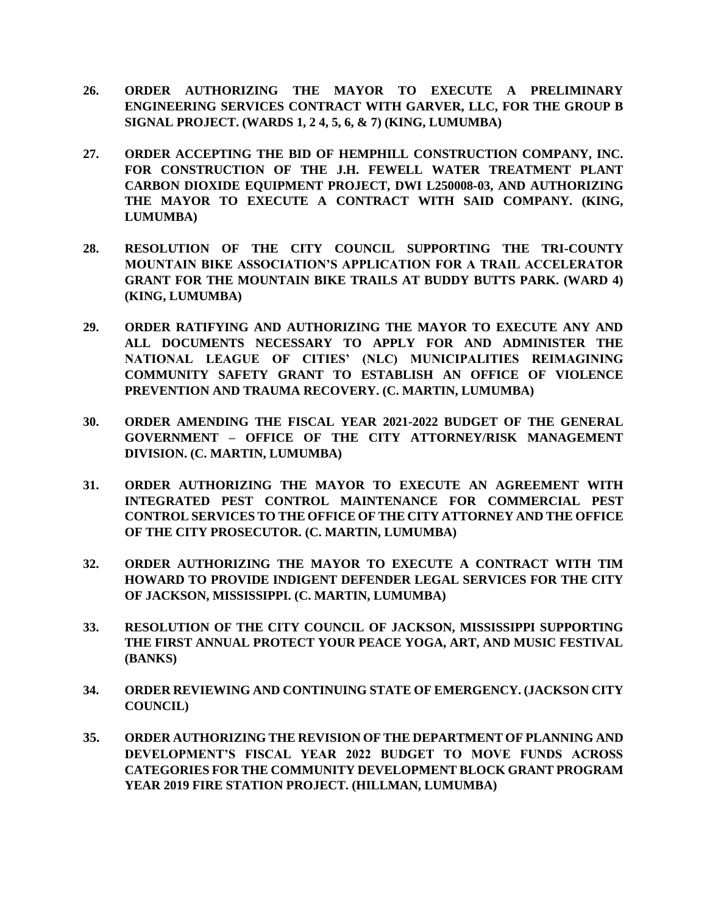**26. ORDER AUTHORIZING THE MAYOR TO EXECUTE A PRELIMINARY ENGINEERING SERVICES CONTRACT WITH GARVER, LLC, FOR THE GROUP B SIGNAL PROJECT. (WARDS 1, 2 4, 5, 6, & 7) (KING, LUMUMBA)**

**27. ORDER ACCEPTING THE BID OF HEMPHILL CONSTRUCTION COMPANY, INC. FOR CONSTRUCTION OF THE J.H. FEWELL WATER TREATMENT PLANT CARBON DIOXIDE EQUIPMENT PROJECT, DWI L250008-03, AND AUTHORIZING THE MAYOR TO EXECUTE A CONTRACT WITH SAID COMPANY. (KING, LUMUMBA)**

**28. RESOLUTION OF THE CITY COUNCIL SUPPORTING THE TRI-COUNTY MOUNTAIN BIKE ASSOCIATION'S APPLICATION FOR A TRAIL ACCELERATOR GRANT FOR THE MOUNTAIN BIKE TRAILS AT BUDDY BUTTS PARK. (WARD 4) (KING, LUMUMBA)**

**29. ORDER RATIFYING AND AUTHORIZING THE MAYOR TO EXECUTE ANY AND ALL DOCUMENTS NECESSARY TO APPLY FOR AND ADMINISTER THE NATIONAL LEAGUE OF CITIES' (NLC) MUNICIPALITIES REIMAGINING COMMUNITY SAFETY GRANT TO ESTABLISH AN OFFICE OF VIOLENCE PREVENTION AND TRAUMA RECOVERY. (C. MARTIN, LUMUMBA)**

**30. ORDER AMENDING THE FISCAL YEAR 2021-2022 BUDGET OF THE GENERAL GOVERNMENT – OFFICE OF THE CITY ATTORNEY/RISK MANAGEMENT DIVISION. (C. MARTIN, LUMUMBA)**

**31. ORDER AUTHORIZING THE MAYOR TO EXECUTE AN AGREEMENT WITH INTEGRATED PEST CONTROL MAINTENANCE FOR COMMERCIAL PEST CONTROL SERVICES TO THE OFFICE OF THE CITY ATTORNEY AND THE OFFICE OF THE CITY PROSECUTOR. (C. MARTIN, LUMUMBA)**

**32. ORDER AUTHORIZING THE MAYOR TO EXECUTE A CONTRACT WITH TIM HOWARD TO PROVIDE INDIGENT DEFENDER LEGAL SERVICES FOR THE CITY OF JACKSON, MISSISSIPPI. (C. MARTIN, LUMUMBA)**

**33. RESOLUTION OF THE CITY COUNCIL OF JACKSON, MISSISSIPPI SUPPORTING THE FIRST ANNUAL PROTECT YOUR PEACE YOGA, ART, AND MUSIC FESTIVAL (BANKS)**

**34. ORDER REVIEWING AND CONTINUING STATE OF EMERGENCY. (JACKSON CITY COUNCIL)**

**35. ORDER AUTHORIZING THE REVISION OF THE DEPARTMENT OF PLANNING AND DEVELOPMENT'S FISCAL YEAR 2022 BUDGET TO MOVE FUNDS ACROSS CATEGORIES FOR THE COMMUNITY DEVELOPMENT BLOCK GRANT PROGRAM YEAR 2019 FIRE STATION PROJECT. (HILLMAN, LUMUMBA)**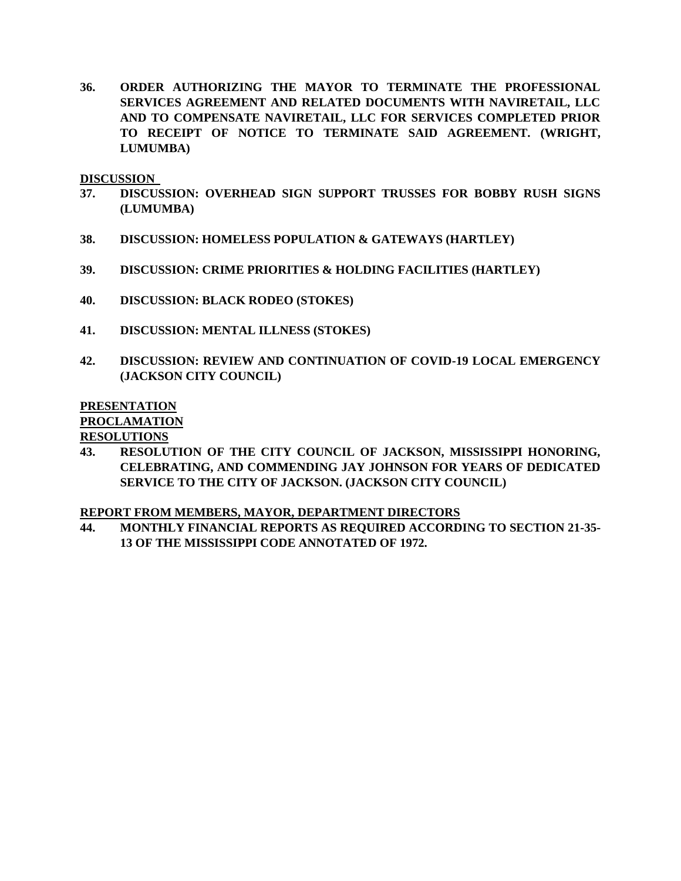**36. ORDER AUTHORIZING THE MAYOR TO TERMINATE THE PROFESSIONAL SERVICES AGREEMENT AND RELATED DOCUMENTS WITH NAVIRETAIL, LLC AND TO COMPENSATE NAVIRETAIL, LLC FOR SERVICES COMPLETED PRIOR TO RECEIPT OF NOTICE TO TERMINATE SAID AGREEMENT. (WRIGHT, LUMUMBA)**

**DISCUSSION**

**37. DISCUSSION: OVERHEAD SIGN SUPPORT TRUSSES FOR BOBBY RUSH SIGNS (LUMUMBA)**

**38. DISCUSSION: HOMELESS POPULATION & GATEWAYS (HARTLEY)**

**39. DISCUSSION: CRIME PRIORITIES & HOLDING FACILITIES (HARTLEY)**

**40. DISCUSSION: BLACK RODEO (STOKES)**

**41. DISCUSSION: MENTAL ILLNESS (STOKES)**

**42. DISCUSSION: REVIEW AND CONTINUATION OF COVID-19 LOCAL EMERGENCY (JACKSON CITY COUNCIL)**

**PRESENTATION**

**PROCLAMATION**

**RESOLUTIONS**

**43. RESOLUTION OF THE CITY COUNCIL OF JACKSON, MISSISSIPPI HONORING, CELEBRATING, AND COMMENDING JAY JOHNSON FOR YEARS OF DEDICATED SERVICE TO THE CITY OF JACKSON. (JACKSON CITY COUNCIL)**

**REPORT FROM MEMBERS, MAYOR, DEPARTMENT DIRECTORS**

**44. MONTHLY FINANCIAL REPORTS AS REQUIRED ACCORDING TO SECTION 21-35-13 OF THE MISSISSIPPI CODE ANNOTATED OF 1972.**